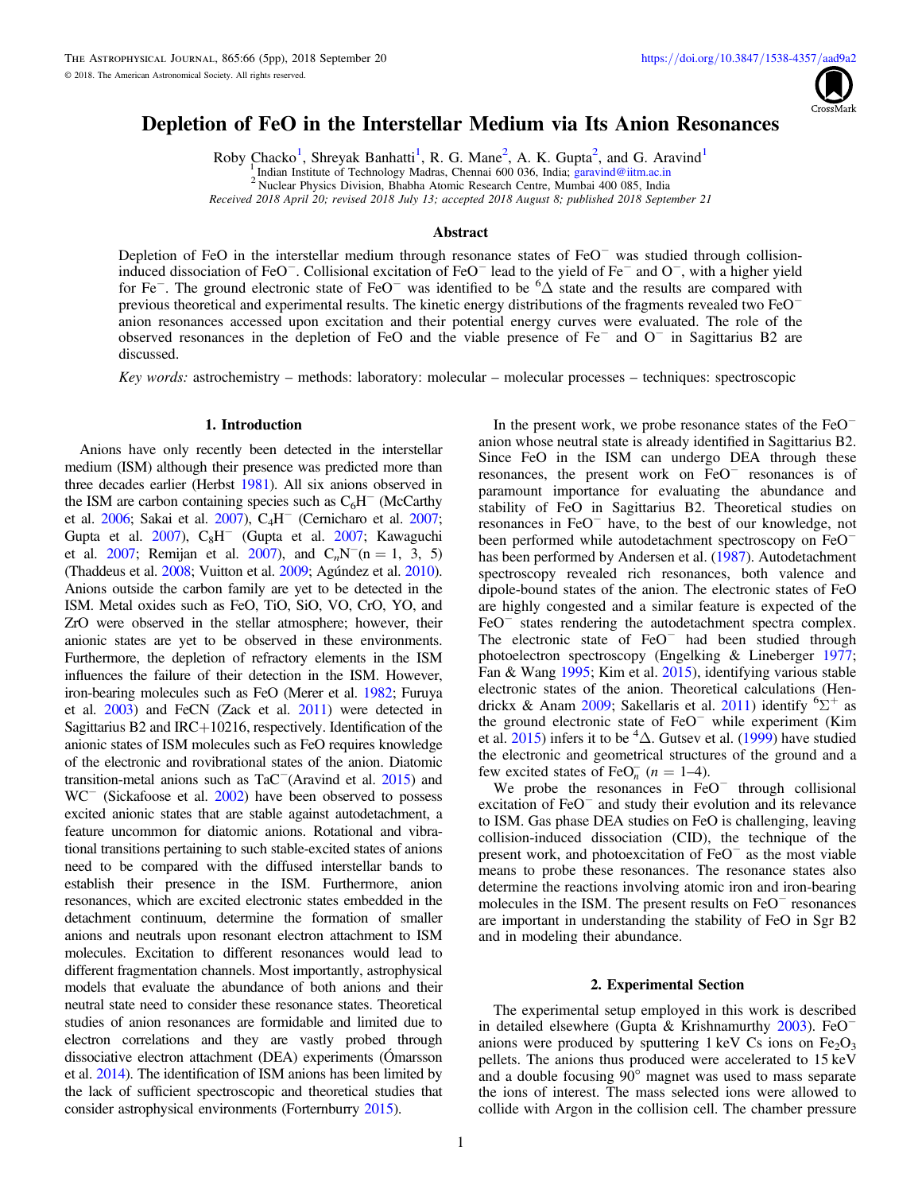# Depletion of FeO in the Interstellar Medium via Its Anion Resonances

Roby Chacko[1], Shreyak Banhatti[1], R. G. Mane[2], A. K. Gupta[2], and G. Aravind[1]

[1] Indian Institute of Technology Madras, Chennai 600 036, India; garavind@iitm.ac.in

[2] Nuclear Physics Division, Bhabha Atomic Research Centre, Mumbai 400 085, India

*Received 2018 April 20; revised 2018 July 13; accepted 2018 August 8; published 2018 September 21*

## Abstract

Depletion of FeO in the interstellar medium through resonance states of $FeO^-$ was studied through collision-induced dissociation of $FeO^-$. Collisional excitation of $FeO^-$ lead to the yield of $Fe^-$ and $O^-$, with a higher yield for $Fe^-$. The ground electronic state of $FeO^-$ was identified to be $^6\Delta$ state and the results are compared with previous theoretical and experimental results. The kinetic energy distributions of the fragments revealed two $FeO^-$ anion resonances accessed upon excitation and their potential energy curves were evaluated. The role of the observed resonances in the depletion of FeO and the viable presence of $Fe^-$ and $O^-$ in Sagittarius B2 are discussed.

*Key words:* astrochemistry – methods: laboratory: molecular – molecular processes – techniques: spectroscopic

## 1. Introduction

Anions have only recently been detected in the interstellar medium (ISM) although their presence was predicted more than three decades earlier (Herbst 1981). All six anions observed in the ISM are carbon containing species such as $C_6H^-$ (McCarthy et al. 2006; Sakai et al. 2007), $C_4H^-$ (Cernicharo et al. 2007; Gupta et al. 2007), $C_8H^-$ (Gupta et al. 2007; Kawaguchi et al. 2007; Remijan et al. 2007), and $C_nN^-$($n = 1$, 3, 5) (Thaddeus et al. 2008; Vuitton et al. 2009; Agúndez et al. 2010). Anions outside the carbon family are yet to be detected in the ISM. Metal oxides such as FeO, TiO, SiO, VO, CrO, YO, and ZrO were observed in the stellar atmosphere; however, their anionic states are yet to be observed in these environments. Furthermore, the depletion of refractory elements in the ISM influences the failure of their detection in the ISM. However, iron-bearing molecules such as FeO (Merer et al. 1982; Furuya et al. 2003) and FeCN (Zack et al. 2011) were detected in Sagittarius B2 and IRC+10216, respectively. Identification of the anionic states of ISM molecules such as FeO requires knowledge of the electronic and rovibrational states of the anion. Diatomic transition-metal anions such as $TaC^-$(Aravind et al. 2015) and $WC^-$ (Sickafoose et al. 2002) have been observed to possess excited anionic states that are stable against autodetachment, a feature uncommon for diatomic anions. Rotational and vibrational transitions pertaining to such stable-excited states of anions need to be compared with the diffused interstellar bands to establish their presence in the ISM. Furthermore, anion resonances, which are excited electronic states embedded in the detachment continuum, determine the formation of smaller anions and neutrals upon resonant electron attachment to ISM molecules. Excitation to different resonances would lead to different fragmentation channels. Most importantly, astrophysical models that evaluate the abundance of both anions and their neutral state need to consider these resonance states. Theoretical studies of anion resonances are formidable and limited due to electron correlations and they are vastly probed through dissociative electron attachment (DEA) experiments (Ómarsson et al. 2014). The identification of ISM anions has been limited by the lack of sufficient spectroscopic and theoretical studies that consider astrophysical environments (Fortenburry 2015).

In the present work, we probe resonance states of the $FeO^-$ anion whose neutral state is already identified in Sagittarius B2. Since FeO in the ISM can undergo DEA through these resonances, the present work on $FeO^-$ resonances is of paramount importance for evaluating the abundance and stability of FeO in Sagittarius B2. Theoretical studies on resonances in $FeO^-$ have, to the best of our knowledge, not been performed while autodetachment spectroscopy on $FeO^-$ has been performed by Andersen et al. (1987). Autodetachment spectroscopy revealed rich resonances, both valence and dipole-bound states of the anion. The electronic states of FeO are highly congested and a similar feature is expected of the $FeO^-$ states rendering the autodetachment spectra complex. The electronic state of $FeO^-$ had been studied through photoelectron spectroscopy (Engelking & Lineberger 1977; Fan & Wang 1995; Kim et al. 2015), identifying various stable electronic states of the anion. Theoretical calculations (Hendrickx & Anam 2009; Sakellaris et al. 2011) identify $^6\Sigma^+$ as the ground electronic state of $FeO^-$ while experiment (Kim et al. 2015) infers it to be $^4\Delta$. Gutsev et al. (1999) have studied the electronic and geometrical structures of the ground and a few excited states of $FeO_n^-$ ($n = 1$–4).

We probe the resonances in $FeO^-$ through collisional excitation of $FeO^-$ and study their evolution and its relevance to ISM. Gas phase DEA studies on FeO is challenging, leaving collision-induced dissociation (CID), the technique of the present work, and photoexcitation of $FeO^-$ as the most viable means to probe these resonances. The resonance states also determine the reactions involving atomic iron and iron-bearing molecules in the ISM. The present results on $FeO^-$ resonances are important in understanding the stability of FeO in Sgr B2 and in modeling their abundance.

## 2. Experimental Section

The experimental setup employed in this work is described in detailed elsewhere (Gupta & Krishnamurthy 2003). $FeO^-$ anions were produced by sputtering 1 keV Cs ions on $Fe_2O_3$ pellets. The anions thus produced were accelerated to 15 keV and a double focusing 90° magnet was used to mass separate the ions of interest. The mass selected ions were allowed to collide with Argon in the collision cell. The chamber pressure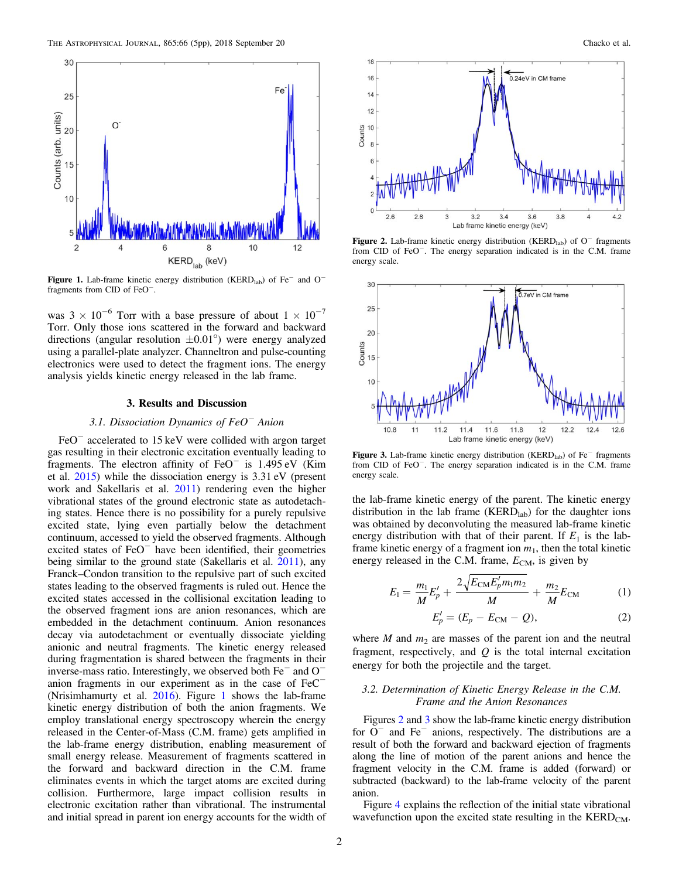Figure 1. Lab-frame kinetic energy distribution ($KERD_{lab}$) of $Fe^-$ and $O^-$ fragments from CID of $FeO^-$.

was $3 \times 10^{-6}$ Torr with a base pressure of about $1 \times 10^{-7}$ Torr. Only those ions scattered in the forward and backward directions (angular resolution $\pm 0.01°$) were energy analyzed using a parallel-plate analyzer. Channeltron and pulse-counting electronics were used to detect the fragment ions. The energy analysis yields kinetic energy released in the lab frame.

## 3. Results and Discussion

### 3.1. Dissociation Dynamics of $FeO^-$ Anion

$FeO^-$ accelerated to 15 keV were collided with argon target gas resulting in their electronic excitation eventually leading to fragments. The electron affinity of $FeO^-$ is 1.495 eV (Kim et al. 2015) while the dissociation energy is 3.31 eV (present work and Sakellaris et al. 2011) rendering even the higher vibrational states of the ground electronic state as autodetaching states. Hence there is no possibility for a purely repulsive excited state, lying even partially below the detachment continuum, accessed to yield the observed fragments. Although excited states of $FeO^-$ have been identified, their geometries being similar to the ground state (Sakellaris et al. 2011), any Franck–Condon transition to the repulsive part of such excited states leading to the observed fragments is ruled out. Hence the excited states accessed in the collisional excitation leading to the observed fragment ions are anion resonances, which are embedded in the detachment continuum. Anion resonances decay via autodetachment or eventually dissociate yielding anionic and neutral fragments. The kinetic energy released during fragmentation is shared between the fragments in their inverse-mass ratio. Interestingly, we observed both $Fe^-$ and $O^-$ anion fragments in our experiment as in the case of $FeC^-$ (Nrisimhamurty et al. 2016). Figure 1 shows the lab-frame kinetic energy distribution of both the anion fragments. We employ translational energy spectroscopy wherein the energy released in the Center-of-Mass (C.M. frame) gets amplified in the lab-frame energy distribution, enabling measurement of small energy release. Measurement of fragments scattered in the forward and backward direction in the C.M. frame eliminates events in which the target atoms are excited during collision. Furthermore, large impact collision results in electronic excitation rather than vibrational. The instrumental and initial spread in parent ion energy accounts for the width of the lab-frame kinetic energy of the parent. The kinetic energy distribution in the lab frame ($KERD_{lab}$) for the daughter ions was obtained by deconvoluting the measured lab-frame kinetic energy distribution with that of their parent. If $E_1$ is the lab-frame kinetic energy of a fragment ion $m_1$, then the total kinetic energy released in the C.M. frame, $E_{CM}$, is given by

$$E_1 = \frac{m_1}{M}E_p' + \frac{2\sqrt{E_{CM}E_p'm_1m_2}}{M} + \frac{m_2}{M}E_{CM} \quad (1)$$

$$E_p' = (E_p - E_{CM} - Q), \quad (2)$$

where $M$ and $m_2$ are masses of the parent ion and the neutral fragment, respectively, and $Q$ is the total internal excitation energy for both the projectile and the target.

Figure 2. Lab-frame kinetic energy distribution ($KERD_{lab}$) of $O^-$ fragments from CID of $FeO^-$. The energy separation indicated is in the C.M. frame energy scale.

Figure 3. Lab-frame kinetic energy distribution ($KERD_{lab}$) of $Fe^-$ fragments from CID of $FeO^-$. The energy separation indicated is in the C.M. frame energy scale.

### 3.2. Determination of Kinetic Energy Release in the C.M. Frame and the Anion Resonances

Figures 2 and 3 show the lab-frame kinetic energy distribution for $O^-$ and $Fe^-$ anions, respectively. The distributions are a result of both the forward and backward ejection of fragments along the line of motion of the parent ions and hence the fragment velocity in the C.M. frame is added (forward) or subtracted (backward) to the lab-frame velocity of the parent anion.

Figure 4 explains the reflection of the initial state vibrational wavefunction upon the excited state resulting in the $KERD_{CM}$.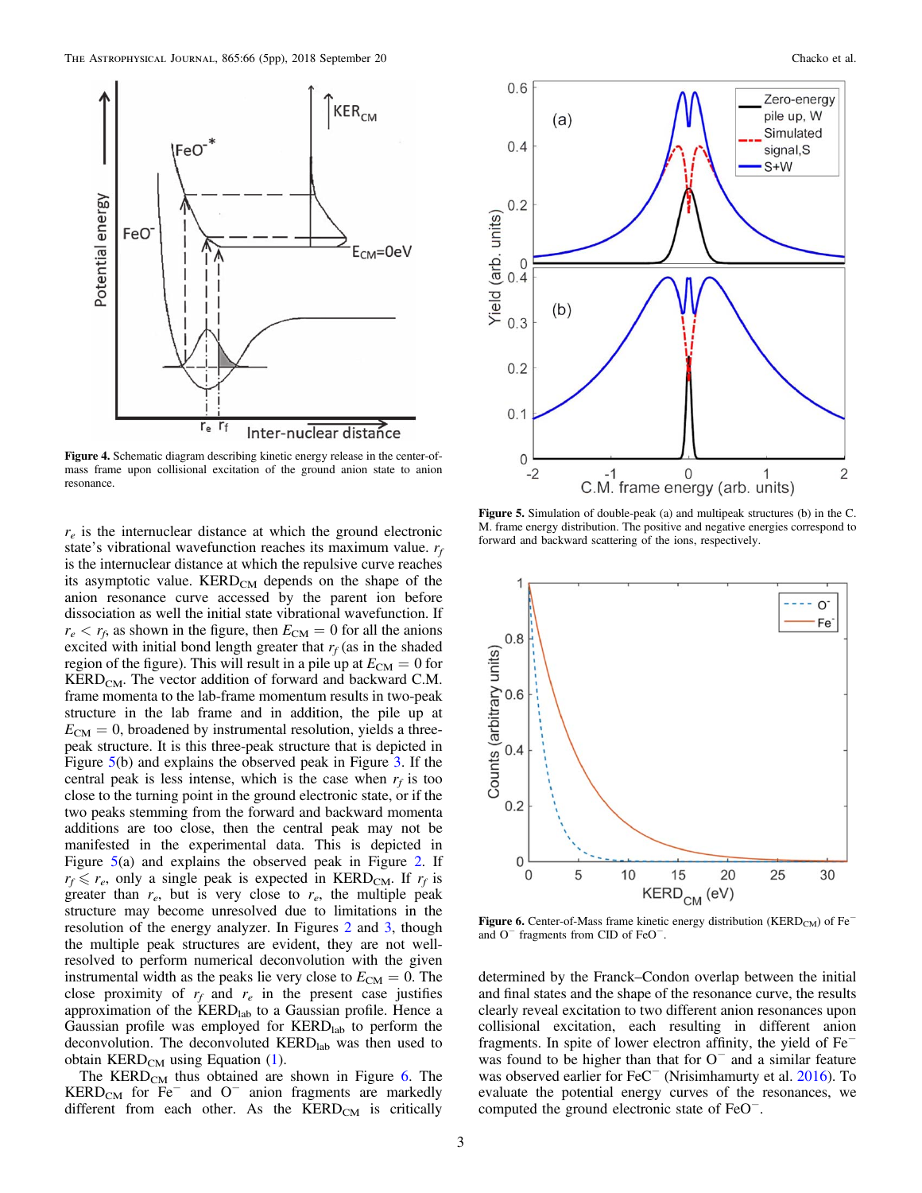Figure 4. Schematic diagram describing kinetic energy release in the center-of-mass frame upon collisional excitation of the ground anion state to anion resonance.

Figure 5. Simulation of double-peak (a) and multipeak structures (b) in the C.M. frame energy distribution. The positive and negative energies correspond to forward and backward scattering of the ions, respectively.

$r_e$ is the internuclear distance at which the ground electronic state's vibrational wavefunction reaches its maximum value. $r_f$ is the internuclear distance at which the repulsive curve reaches its asymptotic value. $KERD_{CM}$ depends on the shape of the anion resonance curve accessed by the parent ion before dissociation as well the initial state vibrational wavefunction. If $r_e < r_f$, as shown in the figure, then $E_{CM} = 0$ for all the anions excited with initial bond length greater that $r_f$ (as in the shaded region of the figure). This will result in a pile up at $E_{CM} = 0$ for $KERD_{CM}$. The vector addition of forward and backward C.M. frame momenta to the lab-frame momentum results in two-peak structure in the lab frame and in addition, the pile up at $E_{CM} = 0$, broadened by instrumental resolution, yields a three-peak structure. It is this three-peak structure that is depicted in Figure 5(b) and explains the observed peak in Figure 3. If the central peak is less intense, which is the case when $r_f$ is too close to the turning point in the ground electronic state, or if the two peaks stemming from the forward and backward momenta additions are too close, then the central peak may not be manifested in the experimental data. This is depicted in Figure 5(a) and explains the observed peak in Figure 2. If $r_f \leqslant r_e$, only a single peak is expected in $KERD_{CM}$. If $r_f$ is greater than $r_e$, but is very close to $r_e$, the multiple peak structure may become unresolved due to limitations in the resolution of the energy analyzer. In Figures 2 and 3, though the multiple peak structures are evident, they are not well-resolved to perform numerical deconvolution with the given instrumental width as the peaks lie very close to $E_{CM} = 0$. The close proximity of $r_f$ and $r_e$ in the present case justifies approximation of the $KERD_{lab}$ to a Gaussian profile. Hence a Gaussian profile was employed for $KERD_{lab}$ to perform the deconvolution. The deconvoluted $KERD_{lab}$ was then used to obtain $KERD_{CM}$ using Equation (1).

The $KERD_{CM}$ thus obtained are shown in Figure 6. The $KERD_{CM}$ for $Fe^-$ and $O^-$ anion fragments are markedly different from each other. As the $KERD_{CM}$ is critically determined by the Franck–Condon overlap between the initial and final states and the shape of the resonance curve, the results clearly reveal excitation to two different anion resonances upon collisional excitation, each resulting in different anion fragments. In spite of lower electron affinity, the yield of $Fe^-$ was found to be higher than that for $O^-$ and a similar feature was observed earlier for $FeC^-$ (Nrisimhamurty et al. 2016). To evaluate the potential energy curves of the resonances, we computed the ground electronic state of $FeO^-$.

Figure 6. Center-of-Mass frame kinetic energy distribution ($KERD_{CM}$) of $Fe^-$ and $O^-$ fragments from CID of $FeO^-$.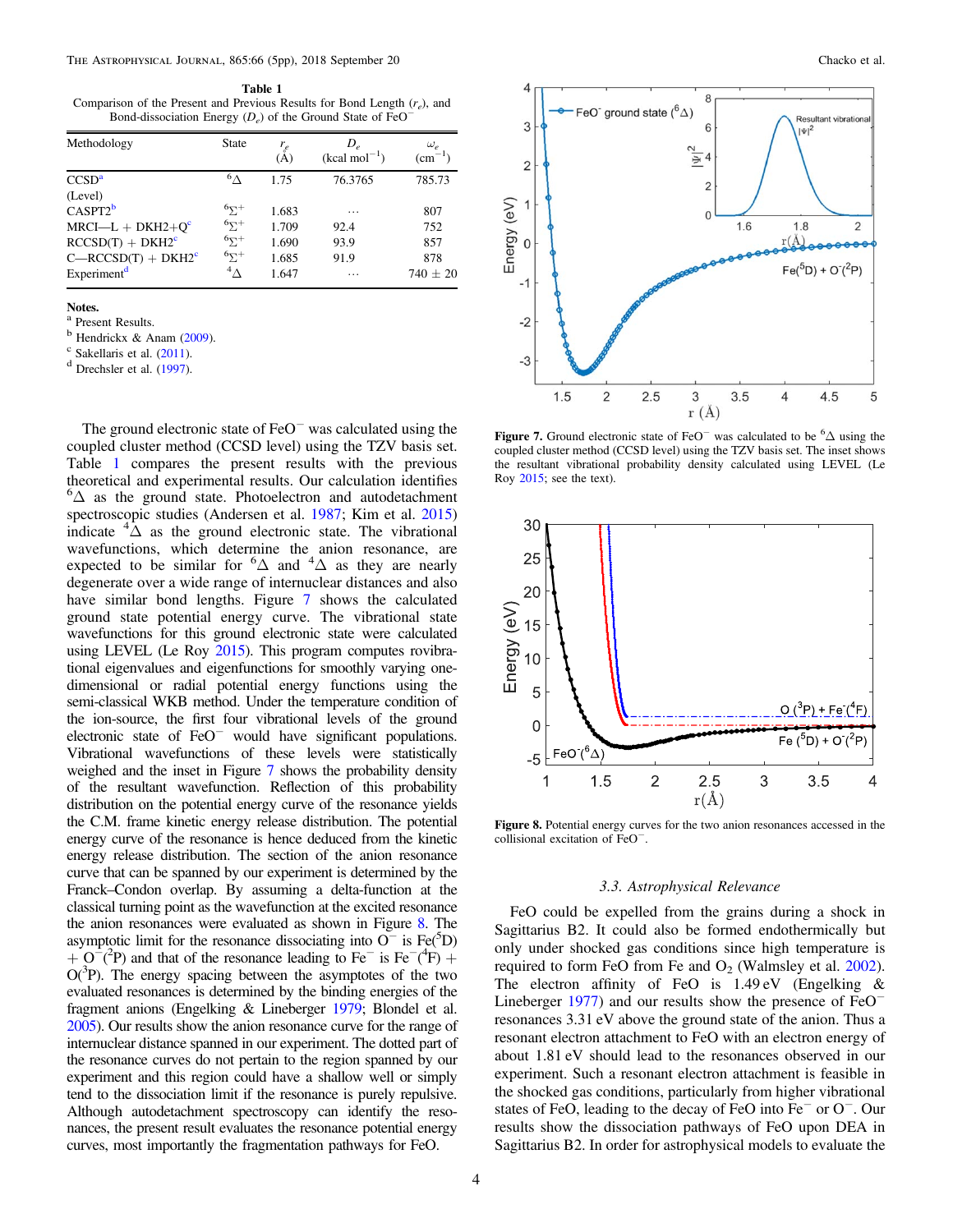**Table 1**
Comparison of the Present and Previous Results for Bond Length ($r_e$), and Bond-dissociation Energy ($D_e$) of the Ground State of $FeO^-$

| Methodology | State | $r_e$ (Å) | $D_e$ (kcal mol$^{-1}$) | $\omega_e$ (cm$^{-1}$) |
|---|---|---|---|---|
| CCSD[a] (Level) | $^6\Delta$ | 1.75 | 76.3765 | 785.73 |
| CASPT2[b] | $^6\Sigma^+$ | 1.683 | ⋯ | 807 |
| MRCI—L + DKH2+Q[c] | $^6\Sigma^+$ | 1.709 | 92.4 | 752 |
| RCCSD(T) + DKH2[c] | $^6\Sigma^+$ | 1.690 | 93.9 | 857 |
| C—RCCSD(T) + DKH2[c] | $^6\Sigma^+$ | 1.685 | 91.9 | 878 |
| Experiment[d] | $^4\Delta$ | 1.647 | ⋯ | 740 ± 20 |

**Notes.**
[a] Present Results.
[b] Hendrickx & Anam (2009).
[c] Sakellaris et al. (2011).
[d] Drechsler et al. (1997).

The ground electronic state of $FeO^-$ was calculated using the coupled cluster method (CCSD level) using the TZV basis set. Table 1 compares the present results with the previous theoretical and experimental results. Our calculation identifies $^6\Delta$ as the ground state. Photoelectron and autodetachment spectroscopic studies (Andersen et al. 1987; Kim et al. 2015) indicate $^4\Delta$ as the ground electronic state. The vibrational wavefunctions, which determine the anion resonance, are expected to be similar for $^6\Delta$ and $^4\Delta$ as they are nearly degenerate over a wide range of internuclear distances and also have similar bond lengths. Figure 7 shows the calculated ground state potential energy curve. The vibrational state wavefunctions for this ground electronic state were calculated using LEVEL (Le Roy 2015). This program computes rovibrational eigenvalues and eigenfunctions for smoothly varying one-dimensional or radial potential energy functions using the semi-classical WKB method. Under the temperature condition of the ion-source, the first four vibrational levels of the ground electronic state of $FeO^-$ would have significant populations. Vibrational wavefunctions of these levels were statistically weighed and the inset in Figure 7 shows the probability density of the resultant wavefunction. Reflection of this probability distribution on the potential energy curve of the resonance yields the C.M. frame kinetic energy release distribution. The potential energy curve of the resonance is hence deduced from the kinetic energy release distribution. The section of the anion resonance curve that can be spanned by our experiment is determined by the Franck–Condon overlap. By assuming a delta-function at the classical turning point as the wavefunction at the excited resonance the anion resonances were evaluated as shown in Figure 8. The asymptotic limit for the resonance dissociating into $O^-$ is Fe($^5$D) + $O^-$($^2$P) and that of the resonance leading to $Fe^-$ is $Fe^-$($^4$F) + O($^3$P). The energy spacing between the asymptotes of the two evaluated resonances is determined by the binding energies of the fragment anions (Engelking & Lineberger 1979; Blondel et al. 2005). Our results show the anion resonance curve for the range of internuclear distance spanned in our experiment. The dotted part of the resonance curves do not pertain to the region spanned by our experiment and this region could have a shallow well or simply tend to the dissociation limit if the resonance is purely repulsive. Although autodetachment spectroscopy can identify the resonances, the present result evaluates the resonance potential energy curves, most importantly the fragmentation pathways for FeO.

Figure 7. Ground electronic state of $FeO^-$ was calculated to be $^6\Delta$ using the coupled cluster method (CCSD level) using the TZV basis set. The inset shows the resultant vibrational probability density calculated using LEVEL (Le Roy 2015; see the text).

Figure 8. Potential energy curves for the two anion resonances accessed in the collisional excitation of $FeO^-$.

### 3.3. Astrophysical Relevance

FeO could be expelled from the grains during a shock in Sagittarius B2. It could also be formed endothermically but only under shocked gas conditions since high temperature is required to form FeO from Fe and $O_2$ (Walmsley et al. 2002). The electron affinity of FeO is 1.49 eV (Engelking & Lineberger 1977) and our results show the presence of $FeO^-$ resonances 3.31 eV above the ground state of the anion. Thus a resonant electron attachment to FeO with an electron energy of about 1.81 eV should lead to the resonances observed in our experiment. Such a resonant electron attachment is feasible in the shocked gas conditions, particularly from higher vibrational states of FeO, leading to the decay of FeO into $Fe^-$ or $O^-$. Our results show the dissociation pathways of FeO upon DEA in Sagittarius B2. In order for astrophysical models to evaluate the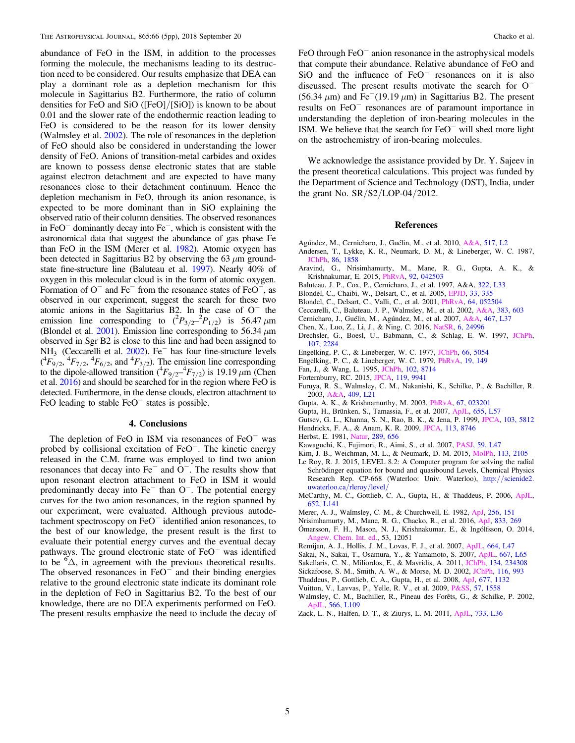abundance of FeO in the ISM, in addition to the processes forming the molecule, the mechanisms leading to its destruction need to be considered. Our results emphasize that DEA can play a dominant role as a depletion mechanism for this molecule in Sagittarius B2. Furthermore, the ratio of column densities for FeO and SiO ([FeO]/[SiO]) is known to be about 0.01 and the slower rate of the endothermic reaction leading to FeO is considered to be the reason for its lower density (Walmsley et al. 2002). The role of resonances in the depletion of FeO should also be considered in understanding the lower density of FeO. Anions of transition-metal carbides and oxides are known to possess dense electronic states that are stable against electron detachment and are expected to have many resonances close to their detachment continuum. Hence the depletion mechanism in FeO, through its anion resonance, is expected to be more dominant than in SiO explaining the observed ratio of their column densities. The observed resonances in $FeO^-$ dominantly decay into $Fe^-$, which is consistent with the astronomical data that suggest the abundance of gas phase Fe than FeO in the ISM (Merer et al. 1982). Atomic oxygen has been detected in Sagittarius B2 by observing the 63 $\mu$m ground-state fine-structure line (Baluteau et al. 1997). Nearly 40% of oxygen in this molecular cloud is in the form of atomic oxygen. Formation of $O^-$ and $Fe^-$ from the resonance states of $FeO^-$, as observed in our experiment, suggest the search for these two atomic anions in the Sagittarius B2. In the case of $O^-$ the emission line corresponding to $(^2P_{3/2}$–$^2P_{1/2})$ is 56.47 $\mu$m (Blondel et al. 2001). Emission line corresponding to 56.34 $\mu$m observed in Sgr B2 is close to this line and had been assigned to $NH_3$ (Ceccarelli et al. 2002). $Fe^-$ has four fine-structure levels ($^4F_{9/2}$, $^4F_{7/2}$, $^4F_{6/2}$, and $^4F_{3/2}$). The emission line corresponding to the dipole-allowed transition ($^4F_{9/2}$–$^4F_{7/2}$) is 19.19 $\mu$m (Chen et al. 2016) and should be searched for in the region where FeO is detected. Furthermore, in the dense clouds, electron attachment to FeO leading to stable $FeO^-$ states is possible.

## 4. Conclusions

The depletion of FeO in ISM via resonances of $FeO^-$ was probed by collisional excitation of $FeO^-$. The kinetic energy released in the C.M. frame was employed to find two anion resonances that decay into $Fe^-$ and $O^-$. The results show that upon resonant electron attachment to FeO in ISM it would predominantly decay into $Fe^-$ than $O^-$. The potential energy curves for the two anion resonances, in the region spanned by our experiment, were evaluated. Although previous autodetachment spectroscopy on $FeO^-$ identified anion resonances, to the best of our knowledge, the present result is the first to evaluate their potential energy curves and the eventual decay pathways. The ground electronic state of $FeO^-$ was identified to be $^6\Delta$, in agreement with the previous theoretical results. The observed resonances in $FeO^-$ and their binding energies relative to the ground electronic state indicate its dominant role in the depletion of FeO in Sagittarius B2. To the best of our knowledge, there are no DEA experiments performed on FeO. The present results emphasize the need to include the decay of FeO through $FeO^-$ anion resonance in the astrophysical models that compute their abundance. Relative abundance of FeO and SiO and the influence of $FeO^-$ resonances on it is also discussed. The present results motivate the search for $O^-$ (56.34 $\mu$m) and $Fe^-$(19.19 $\mu$m) in Sagittarius B2. The present results on $FeO^-$ resonances are of paramount importance in understanding the depletion of iron-bearing molecules in the ISM. We believe that the search for $FeO^-$ will shed more light on the astrochemistry of iron-bearing molecules.

We acknowledge the assistance provided by Dr. Y. Sajeev in the present theoretical calculations. This project was funded by the Department of Science and Technology (DST), India, under the grant No. SR/S2/LOP-04/2012.

## References

Agúndez, M., Cernicharo, J., Guélin, M., et al. 2010, A&A, 517, L2
Andersen, T., Lykke, K. R., Neumark, D. M., & Lineberger, W. C. 1987, JChPh, 86, 1858
Aravind, G., Nrisimhamurty, M., Mane, R. G., Gupta, A. K., & Krishnakumar, E. 2015, PhRvA, 92, 042503
Baluteau, J. P., Cox, P., Cernicharo, J., et al. 1997, A&A, 322, L33
Blondel, C., Chaibi, W., Delsart, C., et al. 2005, EPJD, 33, 335
Blondel, C., Delsart, C., Valli, C., et al. 2001, PhRvA, 64, 052504
Ceccarelli, C., Baluteau, J. P., Walmsley, M., et al. 2002, A&A, 383, 603
Cernicharo, J., Guélin, M., Agúndez, M., et al. 2007, A&A, 467, L37
Chen, X., Luo, Z., Li, J., & Ning, C. 2016, NatSR, 6, 24996
Drechsler, G., Boesl, U., Babmann, C., & Schlag, E. W. 1997, JChPh, 107, 2284
Engelking, P. C., & Lineberger, W. C. 1977, JChPh, 66, 5054
Engelking, P. C., & Lineberger, W. C. 1979, PhRvA, 19, 149
Fan, J., & Wang, L. 1995, JChPh, 102, 8714
Forternburry, RC. 2015, JPCA, 119, 9941
Furuya, R. S., Walmsley, C. M., Nakanishi, K., Schilke, P., & Bachiller, R. 2003, A&A, 409, L21
Gupta, A. K., & Krishnamurthy, M. 2003, PhRvA, 67, 023201
Gupta, H., Brünken, S., Tamassia, F., et al. 2007, ApJL, 655, L57
Gutsev, G. L., Khanna, S. N., Rao, B. K., & Jena, P. 1999, JPCA, 103, 5812
Hendrickx, F. A., & Anam, K. R. 2009, JPCA, 113, 8746
Herbst, E. 1981, Natur, 289, 656
Kawaguchi, K., Fujimori, R., Aimi, S., et al. 2007, PASJ, 59, L47
Kim, J. B., Weichman, M. L., & Neumark, D. M. 2015, MolPh, 113, 2105
Le Roy, R. J. 2015, LEVEL 8.2: A Computer program for solving the radial Schrödinger equation for bound and quasibound Levels, Chemical Physics Research Rep. CP-668 (Waterloo: Univ. Waterloo), http://scienide2.uwaterloo.ca/rleroy/level/
McCarthy, M. C., Gottlieb, C. A., Gupta, H., & Thaddeus, P. 2006, ApJL, 652, L141
Merer, A. J., Walmsley, C. M., & Churchwell, E. 1982, ApJ, 256, 151
Nrisimhamurty, M., Mane, R. G., Chacko, R., et al. 2016, ApJ, 833, 269
Ómarsson, F. H., Mason, N. J., Krishnakumar, E., & Ingólfsson, O. 2014, Angew. Chem. Int. ed., 53, 12051
Remijan, A. J., Hollis, J. M., Lovas, F. J., et al. 2007, ApJL, 664, L47
Sakai, N., Sakai, T., Osamura, Y., & Yamamoto, S. 2007, ApJL, 667, L65
Sakellaris, C. N., Miliordos, E., & Mavridis, A. 2011, JChPh, 134, 234308
Sickafoose, S. M., Smith, A. W., & Morse, M. D. 2002, JChPh, 116, 993
Thaddeus, P., Gottlieb, C. A., Gupta, H., et al. 2008, ApJ, 677, 1132
Vuitton, V., Lavvas, P., Yelle, R. V., et al. 2009, P&SS, 57, 1558
Walmsley, C. M., Bachiller, R., Pineau des Forêts, G., & Schilke, P. 2002, ApJL, 566, L109
Zack, L. N., Halfen, D. T., & Ziurys, L. M. 2011, ApJL, 733, L36